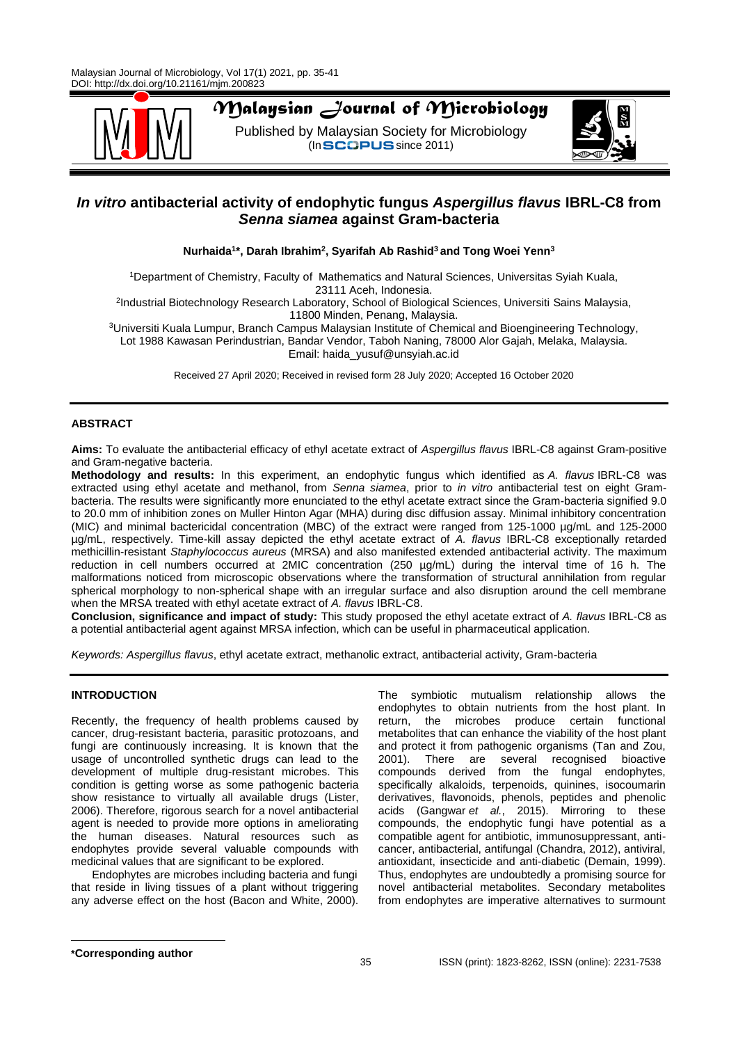# *In vitro* antibacterial activity of endophytic fungus *Aspergillus flavus* IBRL-C8 from *Senna siamea* against Gram-bacteria

**Nurhaida[1]*, Darah Ibrahim[2], Syarifah Ab Rashid[3] and Tong Woei Yenn[3]**

[1]Department of Chemistry, Faculty of Mathematics and Natural Sciences, Universitas Syiah Kuala, 23111 Aceh, Indonesia.
[2]Industrial Biotechnology Research Laboratory, School of Biological Sciences, Universiti Sains Malaysia, 11800 Minden, Penang, Malaysia.
[3]Universiti Kuala Lumpur, Branch Campus Malaysian Institute of Chemical and Bioengineering Technology, Lot 1988 Kawasan Perindustrian, Bandar Vendor, Taboh Naning, 78000 Alor Gajah, Melaka, Malaysia.
Email: haida_yusuf@unsyiah.ac.id

Received 27 April 2020; Received in revised form 28 July 2020; Accepted 16 October 2020

## ABSTRACT

**Aims:** To evaluate the antibacterial efficacy of ethyl acetate extract of *Aspergillus flavus* IBRL-C8 against Gram-positive and Gram-negative bacteria.

**Methodology and results:** In this experiment, an endophytic fungus which identified as *A. flavus* IBRL-C8 was extracted using ethyl acetate and methanol, from *Senna siamea*, prior to *in vitro* antibacterial test on eight Gram-bacteria. The results were significantly more enunciated to the ethyl acetate extract since the Gram-bacteria signified 9.0 to 20.0 mm of inhibition zones on Muller Hinton Agar (MHA) during disc diffusion assay. Minimal inhibitory concentration (MIC) and minimal bactericidal concentration (MBC) of the extract were ranged from 125-1000 µg/mL and 125-2000 µg/mL, respectively. Time-kill assay depicted the ethyl acetate extract of *A. flavus* IBRL-C8 exceptionally retarded methicillin-resistant *Staphylococcus aureus* (MRSA) and also manifested extended antibacterial activity. The maximum reduction in cell numbers occurred at 2MIC concentration (250 µg/mL) during the interval time of 16 h. The malformations noticed from microscopic observations where the transformation of structural annihilation from regular spherical morphology to non-spherical shape with an irregular surface and also disruption around the cell membrane when the MRSA treated with ethyl acetate extract of *A. flavus* IBRL-C8.

**Conclusion, significance and impact of study:** This study proposed the ethyl acetate extract of *A. flavus* IBRL-C8 as a potential antibacterial agent against MRSA infection, which can be useful in pharmaceutical application.

*Keywords: Aspergillus flavus*, ethyl acetate extract, methanolic extract, antibacterial activity, Gram-bacteria

## INTRODUCTION

Recently, the frequency of health problems caused by cancer, drug-resistant bacteria, parasitic protozoans, and fungi are continuously increasing. It is known that the usage of uncontrolled synthetic drugs can lead to the development of multiple drug-resistant microbes. This condition is getting worse as some pathogenic bacteria show resistance to virtually all available drugs (Lister, 2006). Therefore, rigorous search for a novel antibacterial agent is needed to provide more options in ameliorating the human diseases. Natural resources such as endophytes provide several valuable compounds with medicinal values that are significant to be explored.

Endophytes are microbes including bacteria and fungi that reside in living tissues of a plant without triggering any adverse effect on the host (Bacon and White, 2000). The symbiotic mutualism relationship allows the endophytes to obtain nutrients from the host plant. In return, the microbes produce certain functional metabolites that can enhance the viability of the host plant and protect it from pathogenic organisms (Tan and Zou, 2001). There are several recognised bioactive compounds derived from the fungal endophytes, specifically alkaloids, terpenoids, quinines, isocoumarin derivatives, flavonoids, phenols, peptides and phenolic acids (Gangwar *et al.*, 2015). Mirroring to these compounds, the endophytic fungi have potential as a compatible agent for antibiotic, immunosuppressant, anti-cancer, antibacterial, antifungal (Chandra, 2012), antiviral, antioxidant, insecticide and anti-diabetic (Demain, 1999). Thus, endophytes are undoubtedly a promising source for novel antibacterial metabolites. Secondary metabolites from endophytes are imperative alternatives to surmount

*Corresponding author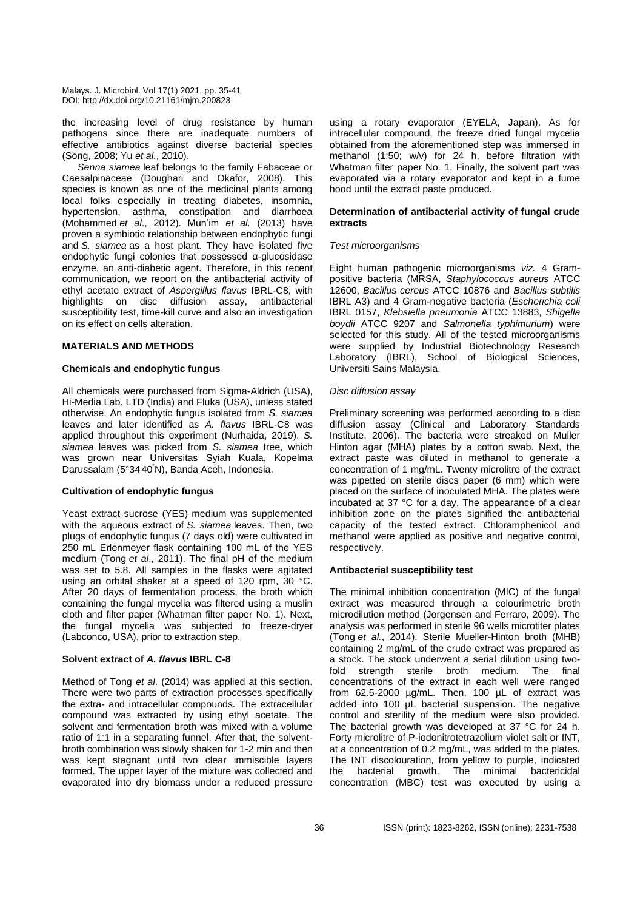the increasing level of drug resistance by human pathogens since there are inadequate numbers of effective antibiotics against diverse bacterial species (Song, 2008; Yu *et al*., 2010).

*Senna siamea* leaf belongs to the family Fabaceae or Caesalpinaceae (Doughari and Okafor, 2008). This species is known as one of the medicinal plants among local folks especially in treating diabetes, insomnia, hypertension, asthma, constipation and diarrhoea (Mohammed *et al*., 2012). Mun'im *et al.* (2013) have proven a symbiotic relationship between endophytic fungi and *S. siamea* as a host plant. They have isolated five endophytic fungi colonies that possessed α-glucosidase enzyme, an anti-diabetic agent. Therefore, in this recent communication, we report on the antibacterial activity of ethyl acetate extract of *Aspergillus flavus* IBRL-C8, with highlights on disc diffusion assay, antibacterial susceptibility test, time-kill curve and also an investigation on its effect on cells alteration.

## MATERIALS AND METHODS

### Chemicals and endophytic fungus

All chemicals were purchased from Sigma-Aldrich (USA), Hi-Media Lab. LTD (India) and Fluka (USA), unless stated otherwise. An endophytic fungus isolated from *S. siamea* leaves and later identified as *A. flavus* IBRL-C8 was applied throughout this experiment (Nurhaida, 2019). *S. siamea* leaves was picked from *S. siamea* tree, which was grown near Universitas Syiah Kuala, Kopelma Darussalam (5°34ʹ40ʺN), Banda Aceh, Indonesia.

### Cultivation of endophytic fungus

Yeast extract sucrose (YES) medium was supplemented with the aqueous extract of *S. siamea* leaves. Then, two plugs of endophytic fungus (7 days old) were cultivated in 250 mL Erlenmeyer flask containing 100 mL of the YES medium (Tong *et al*., 2011). The final pH of the medium was set to 5.8. All samples in the flasks were agitated using an orbital shaker at a speed of 120 rpm, 30 °C. After 20 days of fermentation process, the broth which containing the fungal mycelia was filtered using a muslin cloth and filter paper (Whatman filter paper No. 1). Next, the fungal mycelia was subjected to freeze-dryer (Labconco, USA), prior to extraction step.

### Solvent extract of *A. flavus* IBRL C-8

Method of Tong *et al*. (2014) was applied at this section. There were two parts of extraction processes specifically the extra- and intracellular compounds. The extracellular compound was extracted by using ethyl acetate. The solvent and fermentation broth was mixed with a volume ratio of 1:1 in a separating funnel. After that, the solvent-broth combination was slowly shaken for 1-2 min and then was kept stagnant until two clear immiscible layers formed. The upper layer of the mixture was collected and evaporated into dry biomass under a reduced pressure using a rotary evaporator (EYELA, Japan). As for intracellular compound, the freeze dried fungal mycelia obtained from the aforementioned step was immersed in methanol (1:50; w/v) for 24 h, before filtration with Whatman filter paper No. 1. Finally, the solvent part was evaporated via a rotary evaporator and kept in a fume hood until the extract paste produced.

### Determination of antibacterial activity of fungal crude extracts

*Test microorganisms*

Eight human pathogenic microorganisms *viz.* 4 Gram-positive bacteria (MRSA, *Staphylococcus aureus* ATCC 12600, *Bacillus cereus* ATCC 10876 and *Bacillus subtilis* IBRL A3) and 4 Gram-negative bacteria (*Escherichia coli* IBRL 0157, *Klebsiella pneumonia* ATCC 13883, *Shigella boydii* ATCC 9207 and *Salmonella typhimurium*) were selected for this study. All of the tested microorganisms were supplied by Industrial Biotechnology Research Laboratory (IBRL), School of Biological Sciences, Universiti Sains Malaysia.

*Disc diffusion assay*

Preliminary screening was performed according to a disc diffusion assay (Clinical and Laboratory Standards Institute, 2006). The bacteria were streaked on Muller Hinton agar (MHA) plates by a cotton swab. Next, the extract paste was diluted in methanol to generate a concentration of 1 mg/mL. Twenty microlitre of the extract was pipetted on sterile discs paper (6 mm) which were placed on the surface of inoculated MHA. The plates were incubated at 37 °C for a day. The appearance of a clear inhibition zone on the plates signified the antibacterial capacity of the tested extract. Chloramphenicol and methanol were applied as positive and negative control, respectively.

### Antibacterial susceptibility test

The minimal inhibition concentration (MIC) of the fungal extract was measured through a colourimetric broth microdilution method (Jorgensen and Ferraro, 2009). The analysis was performed in sterile 96 wells microtiter plates (Tong *et al.*, 2014). Sterile Mueller-Hinton broth (MHB) containing 2 mg/mL of the crude extract was prepared as a stock. The stock underwent a serial dilution using two-fold strength sterile broth medium. The final concentrations of the extract in each well were ranged from 62.5-2000 µg/mL. Then, 100 µL of extract was added into 100 µL bacterial suspension. The negative control and sterility of the medium were also provided. The bacterial growth was developed at 37 °C for 24 h. Forty microlitre of P-iodonitrotetrazolium violet salt or INT, at a concentration of 0.2 mg/mL, was added to the plates. The INT discolouration, from yellow to purple, indicated the bacterial growth. The minimal bactericidal concentration (MBC) test was executed by using a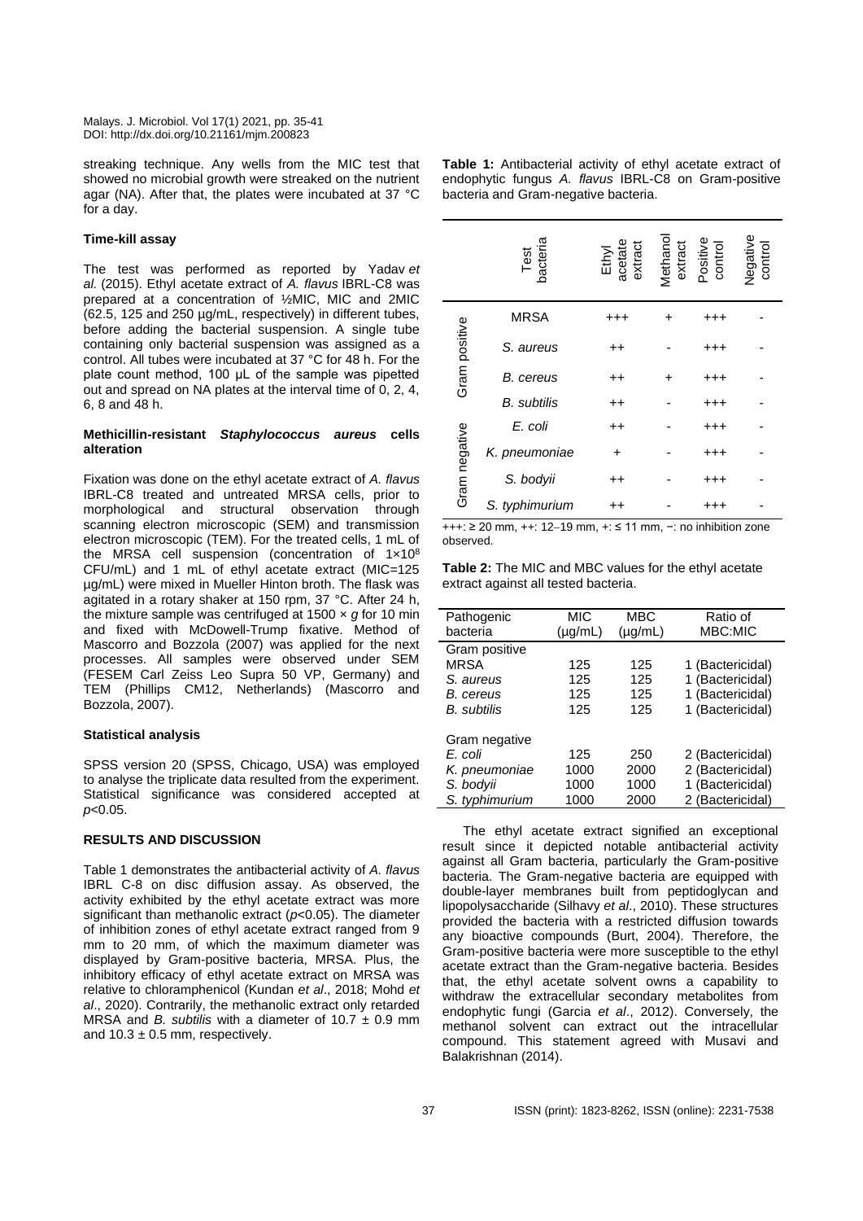streaking technique. Any wells from the MIC test that showed no microbial growth were streaked on the nutrient agar (NA). After that, the plates were incubated at 37 °C for a day.

**Time-kill assay**

The test was performed as reported by Yadav *et al.* (2015). Ethyl acetate extract of *A. flavus* IBRL-C8 was prepared at a concentration of ½MIC, MIC and 2MIC (62.5, 125 and 250 µg/mL, respectively) in different tubes, before adding the bacterial suspension. A single tube containing only bacterial suspension was assigned as a control. All tubes were incubated at 37 °C for 48 h. For the plate count method, 100 µL of the sample was pipetted out and spread on NA plates at the interval time of 0, 2, 4, 6, 8 and 48 h.

**Methicillin-resistant *Staphylococcus aureus* cells alteration**

Fixation was done on the ethyl acetate extract of *A. flavus* IBRL-C8 treated and untreated MRSA cells, prior to morphological and structural observation through scanning electron microscopic (SEM) and transmission electron microscopic (TEM). For the treated cells, 1 mL of the MRSA cell suspension (concentration of $1×10^8$ CFU/mL) and 1 mL of ethyl acetate extract (MIC=125 µg/mL) were mixed in Mueller Hinton broth. The flask was agitated in a rotary shaker at 150 rpm, 37 °C. After 24 h, the mixture sample was centrifuged at 1500 × *g* for 10 min and fixed with McDowell-Trump fixative. Method of Mascorro and Bozzola (2007) was applied for the next processes. All samples were observed under SEM (FESEM Carl Zeiss Leo Supra 50 VP, Germany) and TEM (Phillips CM12, Netherlands) (Mascorro and Bozzola, 2007).

**Statistical analysis**

SPSS version 20 (SPSS, Chicago, USA) was employed to analyse the triplicate data resulted from the experiment. Statistical significance was considered accepted at $p<0.05$.

## RESULTS AND DISCUSSION

Table 1 demonstrates the antibacterial activity of *A. flavus* IBRL C-8 on disc diffusion assay. As observed, the activity exhibited by the ethyl acetate extract was more significant than methanolic extract ($p<0.05$). The diameter of inhibition zones of ethyl acetate extract ranged from 9 mm to 20 mm, of which the maximum diameter was displayed by Gram-positive bacteria, MRSA. Plus, the inhibitory efficacy of ethyl acetate extract on MRSA was relative to chloramphenicol (Kundan *et al*., 2018; Mohd *et al*., 2020). Contrarily, the methanolic extract only retarded MRSA and *B. subtilis* with a diameter of 10.7 ± 0.9 mm and 10.3 ± 0.5 mm, respectively.

**Table 1:** Antibacterial activity of ethyl acetate extract of endophytic fungus *A. flavus* IBRL-C8 on Gram-positive bacteria and Gram-negative bacteria.

| | Test bacteria | Ethyl acetate extract | Methanol extract | Positive control | Negative control |
|---|---|---|---|---|---|
| Gram positive | MRSA | +++ | + | +++ | - |
| | *S. aureus* | ++ | - | +++ | - |
| | *B. cereus* | ++ | + | +++ | - |
| | *B. subtilis* | ++ | - | +++ | - |
| Gram negative | *E. coli* | ++ | - | +++ | - |
| | *K. pneumoniae* | + | - | +++ | - |
| | *S. bodyii* | ++ | - | +++ | - |
| | *S. typhimurium* | ++ | - | +++ | - |

+++: ≥ 20 mm, ++: 12‒19 mm, +: ≤ 11 mm, −: no inhibition zone observed.

**Table 2:** The MIC and MBC values for the ethyl acetate extract against all tested bacteria.

| Pathogenic bacteria | MIC (µg/mL) | MBC (µg/mL) | Ratio of MBC:MIC |
|---|---|---|---|
| Gram positive | | | |
| MRSA | 125 | 125 | 1 (Bactericidal) |
| *S. aureus* | 125 | 125 | 1 (Bactericidal) |
| *B. cereus* | 125 | 125 | 1 (Bactericidal) |
| *B. subtilis* | 125 | 125 | 1 (Bactericidal) |
| Gram negative | | | |
| *E. coli* | 125 | 250 | 2 (Bactericidal) |
| *K. pneumoniae* | 1000 | 2000 | 2 (Bactericidal) |
| *S. bodyii* | 1000 | 1000 | 1 (Bactericidal) |
| *S. typhimurium* | 1000 | 2000 | 2 (Bactericidal) |

The ethyl acetate extract signified an exceptional result since it depicted notable antibacterial activity against all Gram bacteria, particularly the Gram-positive bacteria. The Gram-negative bacteria are equipped with double-layer membranes built from peptidoglycan and lipopolysaccharide (Silhavy *et al*., 2010). These structures provided the bacteria with a restricted diffusion towards any bioactive compounds (Burt, 2004). Therefore, the Gram-positive bacteria were more susceptible to the ethyl acetate extract than the Gram-negative bacteria. Besides that, the ethyl acetate solvent owns a capability to withdraw the extracellular secondary metabolites from endophytic fungi (Garcia *et al*., 2012). Conversely, the methanol solvent can extract out the intracellular compound. This statement agreed with Musavi and Balakrishnan (2014).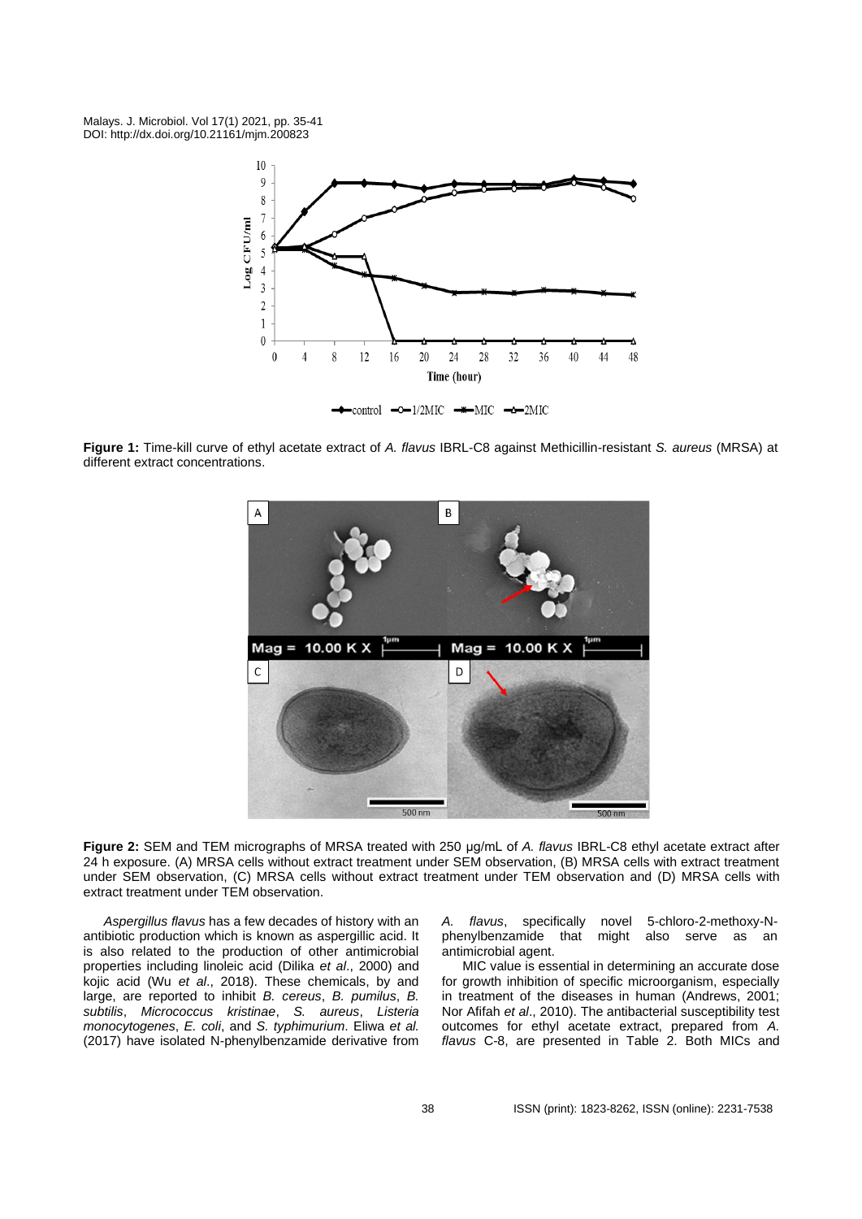**Figure 1:** Time-kill curve of ethyl acetate extract of *A. flavus* IBRL-C8 against Methicillin-resistant *S. aureus* (MRSA) at different extract concentrations.

**Figure 2:** SEM and TEM micrographs of MRSA treated with 250 µg/mL of *A. flavus* IBRL-C8 ethyl acetate extract after 24 h exposure. (A) MRSA cells without extract treatment under SEM observation, (B) MRSA cells with extract treatment under SEM observation, (C) MRSA cells without extract treatment under TEM observation and (D) MRSA cells with extract treatment under TEM observation.

*Aspergillus flavus* has a few decades of history with an antibiotic production which is known as aspergillic acid. It is also related to the production of other antimicrobial properties including linoleic acid (Dilika *et al*., 2000) and kojic acid (Wu *et al*., 2018). These chemicals, by and large, are reported to inhibit *B. cereus*, *B. pumilus*, *B. subtilis*, *Micrococcus kristinae*, *S. aureus*, *Listeria monocytogenes*, *E. coli*, and *S. typhimurium*. Eliwa *et al.* (2017) have isolated N-phenylbenzamide derivative from *A. flavus*, specifically novel 5-chloro-2-methoxy-N-phenylbenzamide that might also serve as an antimicrobial agent.

MIC value is essential in determining an accurate dose for growth inhibition of specific microorganism, especially in treatment of the diseases in human (Andrews, 2001; Nor Afifah *et al*., 2010). The antibacterial susceptibility test outcomes for ethyl acetate extract, prepared from *A. flavus* C-8, are presented in Table 2. Both MICs and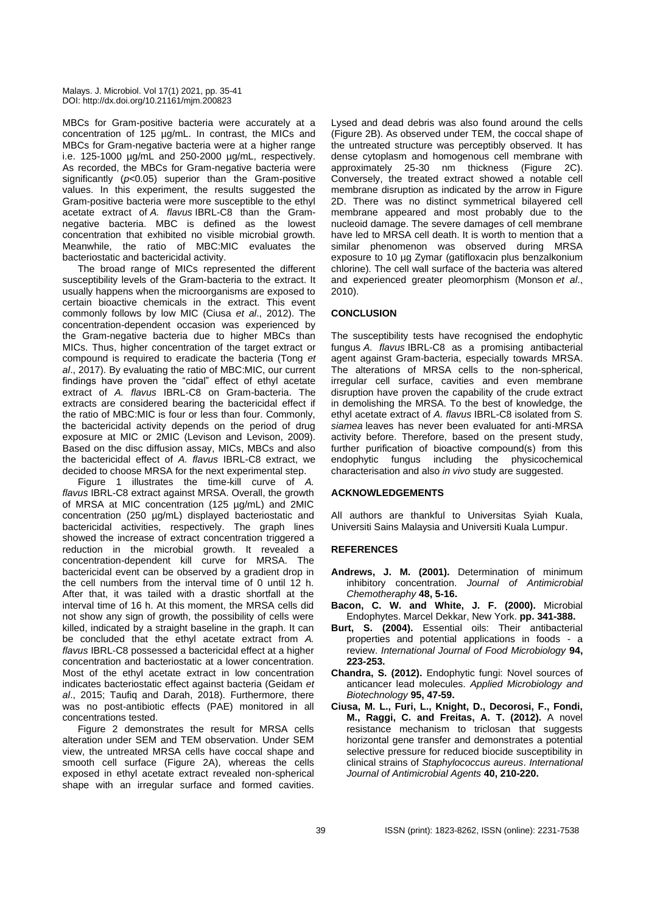MBCs for Gram-positive bacteria were accurately at a concentration of 125 µg/mL. In contrast, the MICs and MBCs for Gram-negative bacteria were at a higher range i.e. 125-1000 µg/mL and 250-2000 µg/mL, respectively. As recorded, the MBCs for Gram-negative bacteria were significantly ($p<0.05$) superior than the Gram-positive values. In this experiment, the results suggested the Gram-positive bacteria were more susceptible to the ethyl acetate extract of *A. flavus* IBRL-C8 than the Gram-negative bacteria. MBC is defined as the lowest concentration that exhibited no visible microbial growth. Meanwhile, the ratio of MBC:MIC evaluates the bacteriostatic and bactericidal activity.

The broad range of MICs represented the different susceptibility levels of the Gram-bacteria to the extract. It usually happens when the microorganisms are exposed to certain bioactive chemicals in the extract. This event commonly follows by low MIC (Ciusa *et al*., 2012). The concentration-dependent occasion was experienced by the Gram-negative bacteria due to higher MBCs than MICs. Thus, higher concentration of the target extract or compound is required to eradicate the bacteria (Tong *et al*., 2017). By evaluating the ratio of MBC:MIC, our current findings have proven the "cidal" effect of ethyl acetate extract of *A. flavus* IBRL-C8 on Gram-bacteria. The extracts are considered bearing the bactericidal effect if the ratio of MBC:MIC is four or less than four. Commonly, the bactericidal activity depends on the period of drug exposure at MIC or 2MIC (Levison and Levison, 2009). Based on the disc diffusion assay, MICs, MBCs and also the bactericidal effect of *A. flavus* IBRL-C8 extract, we decided to choose MRSA for the next experimental step.

Figure 1 illustrates the time-kill curve of *A. flavus* IBRL-C8 extract against MRSA. Overall, the growth of MRSA at MIC concentration (125 µg/mL) and 2MIC concentration (250 µg/mL) displayed bacteriostatic and bactericidal activities, respectively. The graph lines showed the increase of extract concentration triggered a reduction in the microbial growth. It revealed a concentration-dependent kill curve for MRSA. The bactericidal event can be observed by a gradient drop in the cell numbers from the interval time of 0 until 12 h. After that, it was tailed with a drastic shortfall at the interval time of 16 h. At this moment, the MRSA cells did not show any sign of growth, the possibility of cells were killed, indicated by a straight baseline in the graph. It can be concluded that the ethyl acetate extract from *A. flavus* IBRL-C8 possessed a bactericidal effect at a higher concentration and bacteriostatic at a lower concentration. Most of the ethyl acetate extract in low concentration indicates bacteriostatic effect against bacteria (Geidam *et al*., 2015; Taufiq and Darah, 2018). Furthermore, there was no post-antibiotic effects (PAE) monitored in all concentrations tested.

Figure 2 demonstrates the result for MRSA cells alteration under SEM and TEM observation. Under SEM view, the untreated MRSA cells have coccal shape and smooth cell surface (Figure 2A), whereas the cells exposed in ethyl acetate extract revealed non-spherical shape with an irregular surface and formed cavities. Lysed and dead debris was also found around the cells (Figure 2B). As observed under TEM, the coccal shape of the untreated structure was perceptibly observed. It has dense cytoplasm and homogenous cell membrane with approximately 25-30 nm thickness (Figure 2C). Conversely, the treated extract showed a notable cell membrane disruption as indicated by the arrow in Figure 2D. There was no distinct symmetrical bilayered cell membrane appeared and most probably due to the nucleoid damage. The severe damages of cell membrane have led to MRSA cell death. It is worth to mention that a similar phenomenon was observed during MRSA exposure to 10 µg Zymar (gatifloxacin plus benzalkonium chlorine). The cell wall surface of the bacteria was altered and experienced greater pleomorphism (Monson *et al*., 2010).

## CONCLUSION

The susceptibility tests have recognised the endophytic fungus *A. flavus* IBRL-C8 as a promising antibacterial agent against Gram-bacteria, especially towards MRSA. The alterations of MRSA cells to the non-spherical, irregular cell surface, cavities and even membrane disruption have proven the capability of the crude extract in demolishing the MRSA. To the best of knowledge, the ethyl acetate extract of *A. flavus* IBRL-C8 isolated from *S. siamea* leaves has never been evaluated for anti-MRSA activity before. Therefore, based on the present study, further purification of bioactive compound(s) from this endophytic fungus including the physicochemical characterisation and also *in vivo* study are suggested.

## ACKNOWLEDGEMENTS

All authors are thankful to Universitas Syiah Kuala, Universiti Sains Malaysia and Universiti Kuala Lumpur.

## REFERENCES

**Andrews, J. M. (2001).** Determination of minimum inhibitory concentration. *Journal of Antimicrobial Chemotherapy* **48, 5-16.**

**Bacon, C. W. and White, J. F. (2000).** Microbial Endophytes. Marcel Dekkar, New York. **pp. 341-388.**

**Burt, S. (2004).** Essential oils: Their antibacterial properties and potential applications in foods - a review. *International Journal of Food Microbiology* **94, 223-253.**

**Chandra, S. (2012).** Endophytic fungi: Novel sources of anticancer lead molecules. *Applied Microbiology and Biotechnology* **95, 47-59.**

**Ciusa, M. L., Furi, L., Knight, D., Decorosi, F., Fondi, M., Raggi, C. and Freitas, A. T. (2012).** A novel resistance mechanism to triclosan that suggests horizontal gene transfer and demonstrates a potential selective pressure for reduced biocide susceptibility in clinical strains of *Staphylococcus aureus*. *International Journal of Antimicrobial Agents* **40, 210-220.**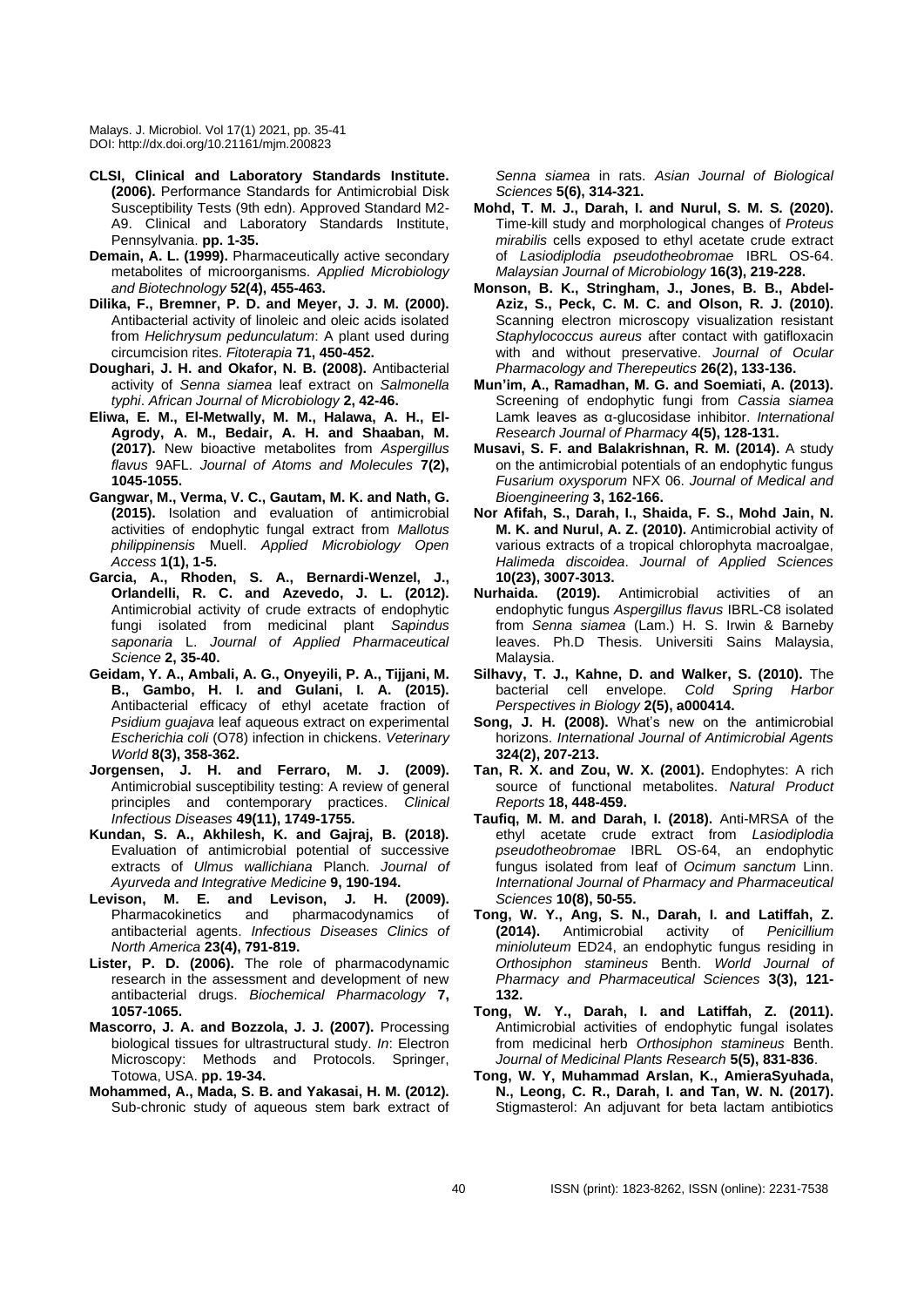**CLSI, Clinical and Laboratory Standards Institute. (2006).** Performance Standards for Antimicrobial Disk Susceptibility Tests (9th edn). Approved Standard M2-A9. Clinical and Laboratory Standards Institute, Pennsylvania. **pp. 1-35.**

**Demain, A. L. (1999).** Pharmaceutically active secondary metabolites of microorganisms. *Applied Microbiology and Biotechnology* **52(4), 455-463.**

**Dilika, F., Bremner, P. D. and Meyer, J. J. M. (2000).** Antibacterial activity of linoleic and oleic acids isolated from *Helichrysum pedunculatum*: A plant used during circumcision rites. *Fitoterapia* **71, 450-452.**

**Doughari, J. H. and Okafor, N. B. (2008).** Antibacterial activity of *Senna siamea* leaf extract on *Salmonella typhi*. *African Journal of Microbiology* **2, 42-46.**

**Eliwa, E. M., El-Metwally, M. M., Halawa, A. H., El-Agrody, A. M., Bedair, A. H. and Shaaban, M. (2017).** New bioactive metabolites from *Aspergillus flavus* 9AFL. *Journal of Atoms and Molecules* **7(2), 1045-1055.**

**Gangwar, M., Verma, V. C., Gautam, M. K. and Nath, G. (2015).** Isolation and evaluation of antimicrobial activities of endophytic fungal extract from *Mallotus philippinensis* Muell. *Applied Microbiology Open Access* **1(1), 1-5.**

**Garcia, A., Rhoden, S. A., Bernardi-Wenzel, J., Orlandelli, R. C. and Azevedo, J. L. (2012).** Antimicrobial activity of crude extracts of endophytic fungi isolated from medicinal plant *Sapindus saponaria* L. *Journal of Applied Pharmaceutical Science* **2, 35-40.**

**Geidam, Y. A., Ambali, A. G., Onyeyili, P. A., Tijjani, M. B., Gambo, H. I. and Gulani, I. A. (2015).** Antibacterial efficacy of ethyl acetate fraction of *Psidium guajava* leaf aqueous extract on experimental *Escherichia coli* (O78) infection in chickens. *Veterinary World* **8(3), 358-362.**

**Jorgensen, J. H. and Ferraro, M. J. (2009).** Antimicrobial susceptibility testing: A review of general principles and contemporary practices. *Clinical Infectious Diseases* **49(11), 1749-1755.**

**Kundan, S. A., Akhilesh, K. and Gajraj, B. (2018).** Evaluation of antimicrobial potential of successive extracts of *Ulmus wallichiana* Planch*. Journal of Ayurveda and Integrative Medicine* **9, 190-194.**

**Levison, M. E. and Levison, J. H. (2009).** Pharmacokinetics and pharmacodynamics of antibacterial agents. *Infectious Diseases Clinics of North America* **23(4), 791-819.**

**Lister, P. D. (2006).** The role of pharmacodynamic research in the assessment and development of new antibacterial drugs. *Biochemical Pharmacology* **7, 1057-1065.**

**Mascorro, J. A. and Bozzola, J. J. (2007).** Processing biological tissues for ultrastructural study. *In*: Electron Microscopy: Methods and Protocols. Springer, Totowa, USA. **pp. 19-34.**

**Mohammed, A., Mada, S. B. and Yakasai, H. M. (2012).** Sub-chronic study of aqueous stem bark extract of *Senna siamea* in rats. *Asian Journal of Biological Sciences* **5(6), 314-321.**

**Mohd, T. M. J., Darah, I. and Nurul, S. M. S. (2020).** Time-kill study and morphological changes of *Proteus mirabilis* cells exposed to ethyl acetate crude extract of *Lasiodiplodia pseudotheobromae* IBRL OS-64. *Malaysian Journal of Microbiology* **16(3), 219-228.**

**Monson, B. K., Stringham, J., Jones, B. B., Abdel-Aziz, S., Peck, C. M. C. and Olson, R. J. (2010).** Scanning electron microscopy visualization resistant *Staphylococcus aureus* after contact with gatifloxacin with and without preservative. *Journal of Ocular Pharmacology and Therepeutics* **26(2), 133-136.**

**Mun'im, A., Ramadhan, M. G. and Soemiati, A. (2013).** Screening of endophytic fungi from *Cassia siamea* Lamk leaves as α-glucosidase inhibitor. *International Research Journal of Pharmacy* **4(5), 128-131.**

**Musavi, S. F. and Balakrishnan, R. M. (2014).** A study on the antimicrobial potentials of an endophytic fungus *Fusarium oxysporum* NFX 06. *Journal of Medical and Bioengineering* **3, 162-166.**

**Nor Afifah, S., Darah, I., Shaida, F. S., Mohd Jain, N. M. K. and Nurul, A. Z. (2010).** Antimicrobial activity of various extracts of a tropical chlorophyta macroalgae, *Halimeda discoidea*. *Journal of Applied Sciences* **10(23), 3007-3013.**

**Nurhaida. (2019).** Antimicrobial activities of an endophytic fungus *Aspergillus flavus* IBRL-C8 isolated from *Senna siamea* (Lam.) H. S. Irwin & Barneby leaves. Ph.D Thesis. Universiti Sains Malaysia, Malaysia.

**Silhavy, T. J., Kahne, D. and Walker, S. (2010).** The bacterial cell envelope. *Cold Spring Harbor Perspectives in Biology* **2(5), a000414.**

**Song, J. H. (2008).** What's new on the antimicrobial horizons. *International Journal of Antimicrobial Agents* **324(2), 207-213.**

**Tan, R. X. and Zou, W. X. (2001).** Endophytes: A rich source of functional metabolites. *Natural Product Reports* **18, 448-459.**

**Taufiq, M. M. and Darah, I. (2018).** Anti-MRSA of the ethyl acetate crude extract from *Lasiodiplodia pseudotheobromae* IBRL OS-64, an endophytic fungus isolated from leaf of *Ocimum sanctum* Linn. *International Journal of Pharmacy and Pharmaceutical Sciences* **10(8), 50-55.**

**Tong, W. Y., Ang, S. N., Darah, I. and Latiffah, Z. (2014).** Antimicrobial activity of *Penicillium minioluteum* ED24, an endophytic fungus residing in *Orthosiphon stamineus* Benth. *World Journal of Pharmacy and Pharmaceutical Sciences* **3(3), 121-132.**

**Tong, W. Y., Darah, I. and Latiffah, Z. (2011).** Antimicrobial activities of endophytic fungal isolates from medicinal herb *Orthosiphon stamineus* Benth. *Journal of Medicinal Plants Research* **5(5), 831-836**.

**Tong, W. Y, Muhammad Arslan, K., AmieraSyuhada, N., Leong, C. R., Darah, I. and Tan, W. N. (2017).** Stigmasterol: An adjuvant for beta lactam antibiotics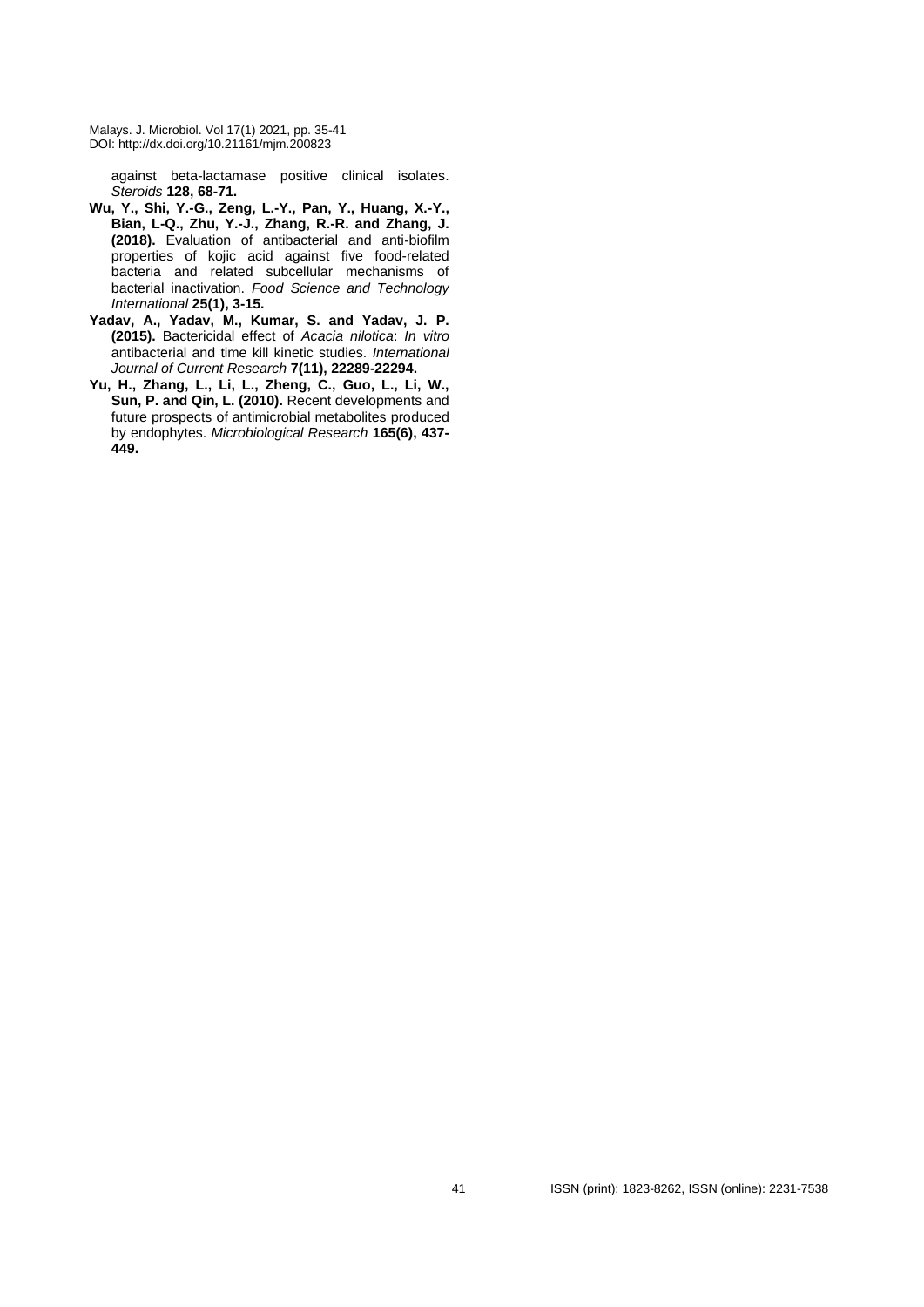against beta-lactamase positive clinical isolates. *Steroids* **128, 68-71.**

**Wu, Y., Shi, Y.-G., Zeng, L.-Y., Pan, Y., Huang, X.-Y., Bian, L-Q., Zhu, Y.-J., Zhang, R.-R. and Zhang, J. (2018).** Evaluation of antibacterial and anti-biofilm properties of kojic acid against five food-related bacteria and related subcellular mechanisms of bacterial inactivation. *Food Science and Technology International* **25(1), 3-15.**

**Yadav, A., Yadav, M., Kumar, S. and Yadav, J. P. (2015).** Bactericidal effect of *Acacia nilotica*: *In vitro* antibacterial and time kill kinetic studies. *International Journal of Current Research* **7(11), 22289-22294.**

**Yu, H., Zhang, L., Li, L., Zheng, C., Guo, L., Li, W., Sun, P. and Qin, L. (2010).** Recent developments and future prospects of antimicrobial metabolites produced by endophytes. *Microbiological Research* **165(6), 437-449.**